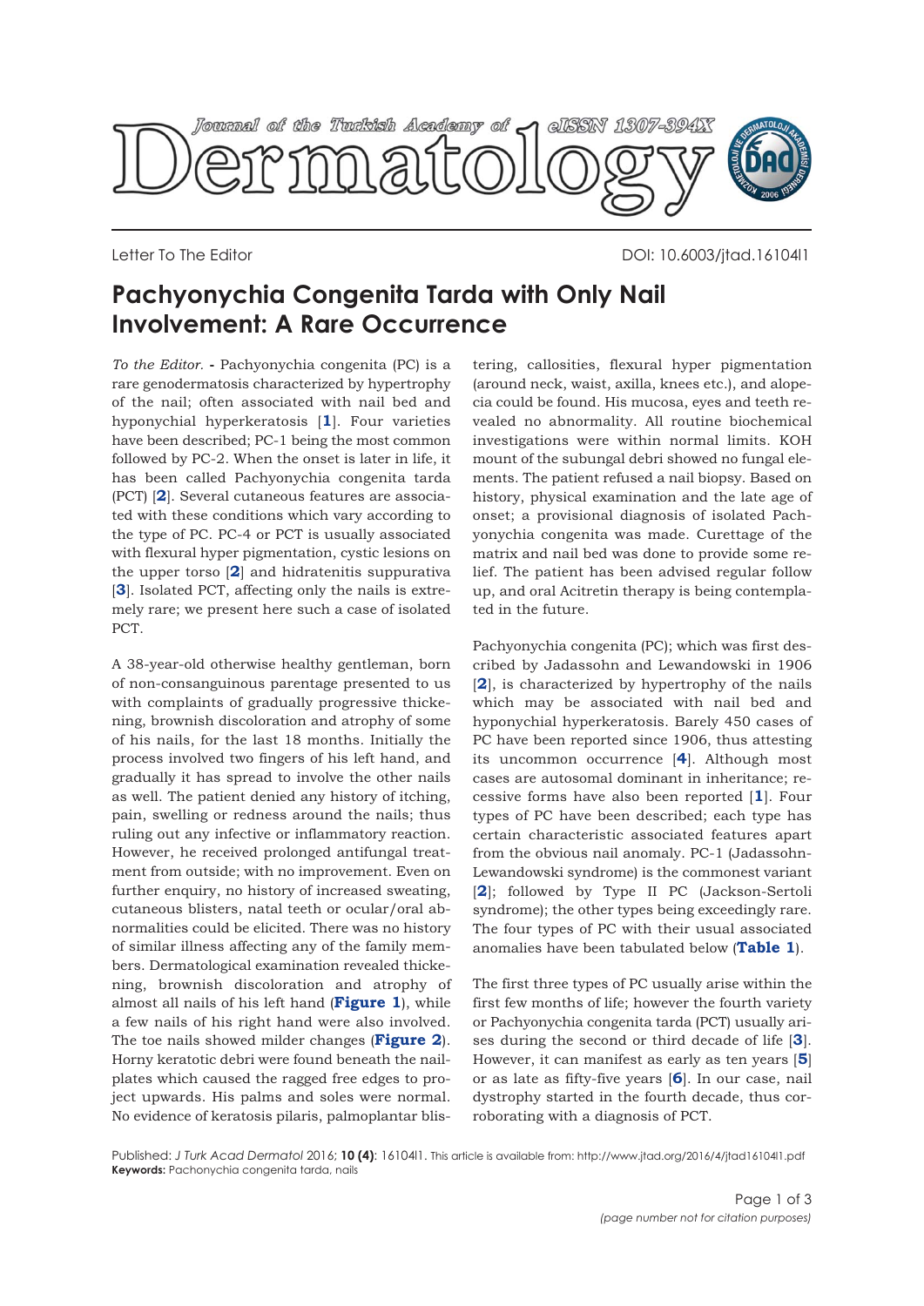Letter To The Editor

DOI: 10.6003/jtad.16104l1

# Pachyonychia Congenita Tarda with Only Nail Involvement: A Rare Occurrence

*To the Editor.* **-** Pachyonychia congenita (PC) is a rare genodermatosis characterized by hypertrophy of the nail; often associated with nail bed and hyponychial hyperkeratosis [**1**]. Four varieties have been described; PC-1 being the most common followed by PC-2. When the onset is later in life, it has been called Pachyonychia congenita tarda (PCT) [**2**]. Several cutaneous features are associated with these conditions which vary according to the type of PC. PC-4 or PCT is usually associated with flexural hyper pigmentation, cystic lesions on the upper torso [**2**] and hidratenitis suppurativa [**3**]. Isolated PCT, affecting only the nails is extremely rare; we present here such a case of isolated PCT.

A 38-year-old otherwise healthy gentleman, born of non-consanguinous parentage presented to us with complaints of gradually progressive thickening, brownish discoloration and atrophy of some of his nails, for the last 18 months. Initially the process involved two fingers of his left hand, and gradually it has spread to involve the other nails as well. The patient denied any history of itching, pain, swelling or redness around the nails; thus ruling out any infective or inflammatory reaction. However, he received prolonged antifungal treatment from outside; with no improvement. Even on further enquiry, no history of increased sweating, cutaneous blisters, natal teeth or ocular/oral abnormalities could be elicited. There was no history of similar illness affecting any of the family members. Dermatological examination revealed thickening, brownish discoloration and atrophy of almost all nails of his left hand (**Figure 1**), while a few nails of his right hand were also involved. The toe nails showed milder changes (**Figure 2**). Horny keratotic debri were found beneath the nail-plates which caused the ragged free edges to project upwards. His palms and soles were normal. No evidence of keratosis pilaris, palmoplantar blistering, callosities, flexural hyper pigmentation (around neck, waist, axilla, knees etc.), and alopecia could be found. His mucosa, eyes and teeth revealed no abnormality. All routine biochemical investigations were within normal limits. KOH mount of the subungal debri showed no fungal elements. The patient refused a nail biopsy. Based on history, physical examination and the late age of onset; a provisional diagnosis of isolated Pachyonychia congenita was made. Curettage of the matrix and nail bed was done to provide some relief. The patient has been advised regular follow up, and oral Acitretin therapy is being contemplated in the future.

Pachyonychia congenita (PC); which was first described by Jadassohn and Lewandowski in 1906 [**2**], is characterized by hypertrophy of the nails which may be associated with nail bed and hyponychial hyperkeratosis. Barely 450 cases of PC have been reported since 1906, thus attesting its uncommon occurrence [**4**]. Although most cases are autosomal dominant in inheritance; recessive forms have also been reported [**1**]. Four types of PC have been described; each type has certain characteristic associated features apart from the obvious nail anomaly. PC-1 (Jadassohn-Lewandowski syndrome) is the commonest variant [**2**]; followed by Type II PC (Jackson-Sertoli syndrome); the other types being exceedingly rare. The four types of PC with their usual associated anomalies have been tabulated below (**Table 1**).

The first three types of PC usually arise within the first few months of life; however the fourth variety or Pachyonychia congenita tarda (PCT) usually arises during the second or third decade of life [**3**]. However, it can manifest as early as ten years [**5**] or as late as fifty-five years [**6**]. In our case, nail dystrophy started in the fourth decade, thus corroborating with a diagnosis of PCT.

Published: *J Turk Acad Dermatol* 2016; **10 (4)**: 16104l1. This article is available from: http://www.jtad.org/2016/4/jtad16104l1.pdf
**Keywords:** Pachonychia congenita tarda, nails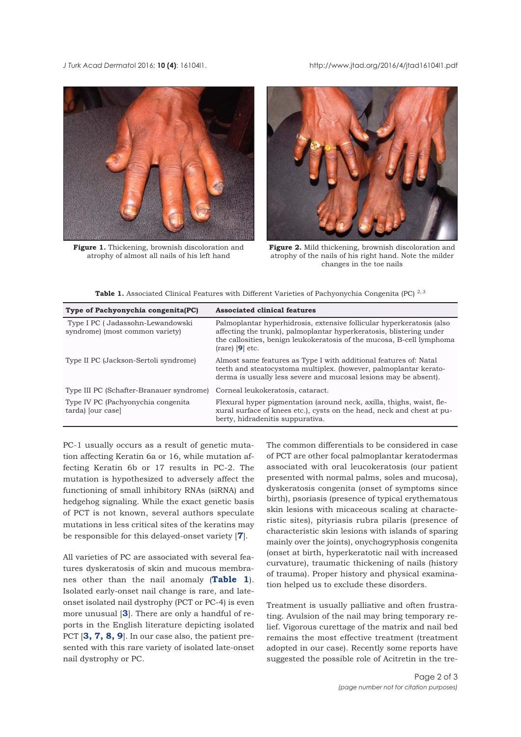**Figure 1.** Thickening, brownish discoloration and atrophy of almost all nails of his left hand

**Figure 2.** Mild thickening, brownish discoloration and atrophy of the nails of his right hand. Note the milder changes in the toe nails

**Table 1.** Associated Clinical Features with Different Varieties of Pachyonychia Congenita (PC) [2, 3]

| Type of Pachyonychia congenita(PC) | Associated clinical features |
|---|---|
| Type I PC ( Jadassohn-Lewandowski syndrome) (most common variety) | Palmoplantar hyperhidrosis, extensive follicular hyperkeratosis (also affecting the trunk), palmoplantar hyperkeratosis, blistering under the callosities, benign leukokeratosis of the mucosa, B-cell lymphoma (rare) [**9**] etc. |
| Type II PC (Jackson-Sertoli syndrome) | Almost same features as Type I with additional features of: Natal teeth and steatocystoma multiplex. (however, palmoplantar keratoderma is usually less severe and mucosal lesions may be absent). |
| Type III PC (Schafter-Branauer syndrome) | Corneal leukokeratosis, cataract. |
| Type IV PC (Pachyonychia congenita tarda) [our case] | Flexural hyper pigmentation (around neck, axilla, thighs, waist, flexural surface of knees etc.), cysts on the head, neck and chest at puberty, hidradenitis suppurativa. |

PC-1 usually occurs as a result of genetic mutation affecting Keratin 6a or 16, while mutation affecting Keratin 6b or 17 results in PC-2. The mutation is hypothesized to adversely affect the functioning of small inhibitory RNAs (siRNA) and hedgehog signaling. While the exact genetic basis of PCT is not known, several authors speculate mutations in less critical sites of the keratins may be responsible for this delayed-onset variety [**7**].

All varieties of PC are associated with several features dyskeratosis of skin and mucous membranes other than the nail anomaly (**Table 1**). Isolated early-onset nail change is rare, and late-onset isolated nail dystrophy (PCT or PC-4) is even more unusual [**3**]. There are only a handful of reports in the English literature depicting isolated PCT [**3, 7, 8, 9**]. In our case also, the patient presented with this rare variety of isolated late-onset nail dystrophy or PC.

The common differentials to be considered in case of PCT are other focal palmoplantar keratodermas associated with oral leucokeratosis (our patient presented with normal palms, soles and mucosa), dyskeratosis congenita (onset of symptoms since birth), psoriasis (presence of typical erythematous skin lesions with micaceous scaling at characteristic sites), pityriasis rubra pilaris (presence of characteristic skin lesions with islands of sparing mainly over the joints), onychogryphosis congenita (onset at birth, hyperkeratotic nail with increased curvature), traumatic thickening of nails (history of trauma). Proper history and physical examination helped us to exclude these disorders.

Treatment is usually palliative and often frustrating. Avulsion of the nail may bring temporary relief. Vigorous curettage of the matrix and nail bed remains the most effective treatment (treatment adopted in our case). Recently some reports have suggested the possible role of Acitretin in the tre-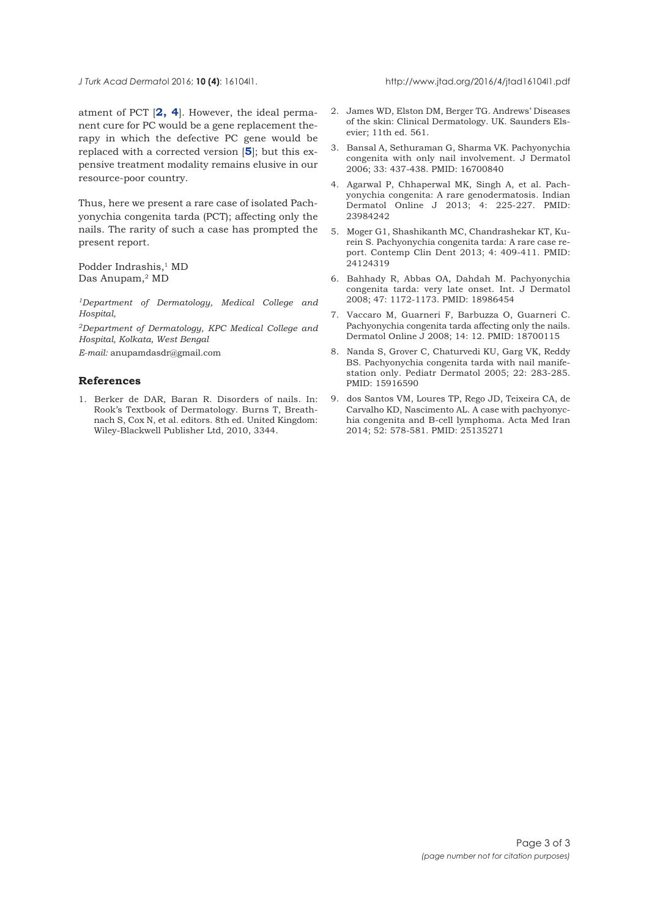atment of PCT [**2, 4**]. However, the ideal permanent cure for PC would be a gene replacement therapy in which the defective PC gene would be replaced with a corrected version [**5**]; but this expensive treatment modality remains elusive in our resource-poor country.

Thus, here we present a rare case of isolated Pachyonychia congenita tarda (PCT); affecting only the nails. The rarity of such a case has prompted the present report.

Podder Indrashis,[1] MD
Das Anupam,[2] MD

*[1]Department of Dermatology, Medical College and Hospital,*

*[2]Department of Dermatology, KPC Medical College and Hospital, Kolkata, West Bengal*

*E-mail:* anupamdasdr@gmail.com

## References

1. Berker de DAR, Baran R. Disorders of nails. In: Rook's Textbook of Dermatology. Burns T, Breathnach S, Cox N, et al. editors. 8th ed. United Kingdom: Wiley-Blackwell Publisher Ltd, 2010, 3344.
2. James WD, Elston DM, Berger TG. Andrews' Diseases of the skin: Clinical Dermatology. UK. Saunders Elsevier; 11th ed. 561.
3. Bansal A, Sethuraman G, Sharma VK. Pachyonychia congenita with only nail involvement. J Dermatol 2006; 33: 437-438. PMID: 16700840
4. Agarwal P, Chhaperwal MK, Singh A, et al. Pachyonychia congenita: A rare genodermatosis. Indian Dermatol Online J 2013; 4: 225-227. PMID: 23984242
5. Moger G1, Shashikanth MC, Chandrashekar KT, Kurein S. Pachyonychia congenita tarda: A rare case report. Contemp Clin Dent 2013; 4: 409-411. PMID: 24124319
6. Bahhady R, Abbas OA, Dahdah M. Pachyonychia congenita tarda: very late onset. Int. J Dermatol 2008; 47: 1172-1173. PMID: 18986454
7. Vaccaro M, Guarneri F, Barbuzza O, Guarneri C. Pachyonychia congenita tarda affecting only the nails. Dermatol Online J 2008; 14: 12. PMID: 18700115
8. Nanda S, Grover C, Chaturvedi KU, Garg VK, Reddy BS. Pachyonychia congenita tarda with nail manifestation only. Pediatr Dermatol 2005; 22: 283-285. PMID: 15916590
9. dos Santos VM, Loures TP, Rego JD, Teixeira CA, de Carvalho KD, Nascimento AL. A case with pachyonychia congenita and B-cell lymphoma. Acta Med Iran 2014; 52: 578-581. PMID: 25135271